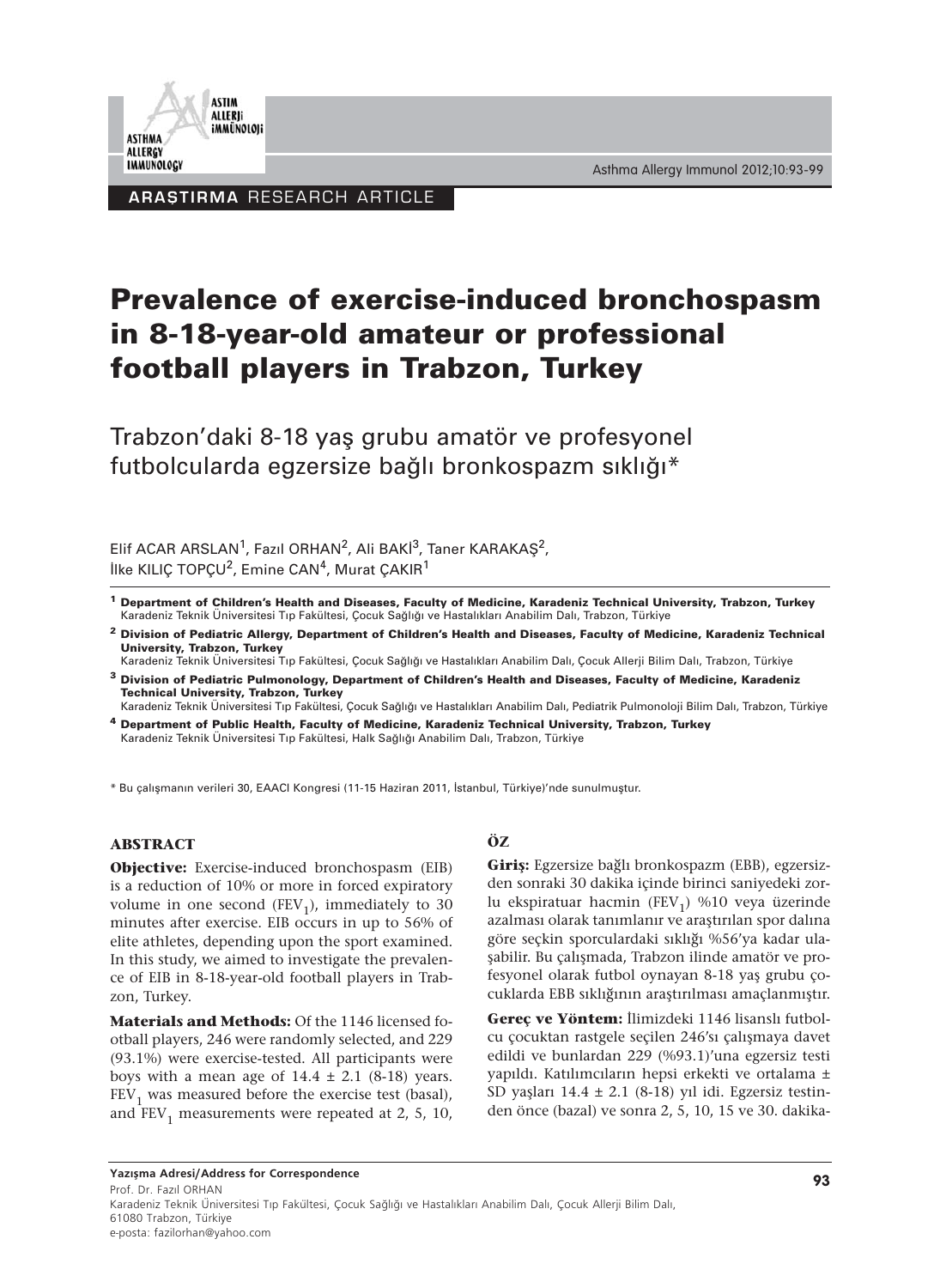ARAŞTIRMA RESEARCH ARTICLE

# Prevalence of exercise-induced bronchospasm in 8-18-year-old amateur or professional football players in Trabzon, Turkey

## Trabzon'daki 8-18 yaş grubu amatör ve profesyonel futbolcularda egzersize bağlı bronkospazm sıklığı*

Elif ACAR ARSLAN[1], Fazıl ORHAN[2], Ali BAKİ[3], Taner KARAKAŞ[2], İlke KILIÇ TOPÇU[2], Emine CAN[4], Murat ÇAKIR[1]

[1] **Department of Children's Health and Diseases, Faculty of Medicine, Karadeniz Technical University, Trabzon, Turkey**
Karadeniz Teknik Üniversitesi Tıp Fakültesi, Çocuk Sağlığı ve Hastalıkları Anabilim Dalı, Trabzon, Türkiye

[2] **Division of Pediatric Allergy, Department of Children's Health and Diseases, Faculty of Medicine, Karadeniz Technical University, Trabzon, Turkey**
Karadeniz Teknik Üniversitesi Tıp Fakültesi, Çocuk Sağlığı ve Hastalıkları Anabilim Dalı, Çocuk Allerji Bilim Dalı, Trabzon, Türkiye

[3] **Division of Pediatric Pulmonology, Department of Children's Health and Diseases, Faculty of Medicine, Karadeniz Technical University, Trabzon, Turkey**
Karadeniz Teknik Üniversitesi Tıp Fakültesi, Çocuk Sağlığı ve Hastalıkları Anabilim Dalı, Pediatrik Pulmonoloji Bilim Dalı, Trabzon, Türkiye

[4] **Department of Public Health, Faculty of Medicine, Karadeniz Technical University, Trabzon, Turkey**
Karadeniz Teknik Üniversitesi Tıp Fakültesi, Halk Sağlığı Anabilim Dalı, Trabzon, Türkiye

* Bu çalışmanın verileri 30, EAACI Kongresi (11-15 Haziran 2011, İstanbul, Türkiye)'nde sunulmuştur.

### ABSTRACT

**Objective:** Exercise-induced bronchospasm (EIB) is a reduction of 10% or more in forced expiratory volume in one second ($FEV_1$), immediately to 30 minutes after exercise. EIB occurs in up to 56% of elite athletes, depending upon the sport examined. In this study, we aimed to investigate the prevalence of EIB in 8-18-year-old football players in Trabzon, Turkey.

**Materials and Methods:** Of the 1146 licensed football players, 246 were randomly selected, and 229 (93.1%) were exercise-tested. All participants were boys with a mean age of 14.4 ± 2.1 (8-18) years. $FEV_1$ was measured before the exercise test (basal), and $FEV_1$ measurements were repeated at 2, 5, 10,

### ÖZ

**Giriş:** Egzersize bağlı bronkospazm (EBB), egzersizden sonraki 30 dakika içinde birinci saniyedeki zorlu ekspiratuar hacmin ($FEV_1$) %10 veya üzerinde azalması olarak tanımlanır ve araştırılan spor dalına göre seçkin sporculardaki sıklığı %56'ya kadar ulaşabilir. Bu çalışmada, Trabzon ilinde amatör ve profesyonel olarak futbol oynayan 8-18 yaş grubu çocuklarda EBB sıklığının araştırılması amaçlanmıştır.

**Gereç ve Yöntem:** İlimizdeki 1146 lisanslı futbolcu çocuktan rastgele seçilen 246'sı çalışmaya davet edildi ve bunlardan 229 (%93.1)'una egzersiz testi yapıldı. Katılımcıların hepsi erkekti ve ortalama ± SD yaşları 14.4 ± 2.1 (8-18) yıl idi. Egzersiz testinden önce (bazal) ve sonra 2, 5, 10, 15 ve 30. dakika-

**Yazışma Adresi/Address for Correspondence**
Prof. Dr. Fazıl ORHAN
Karadeniz Teknik Üniversitesi Tıp Fakültesi, Çocuk Sağlığı ve Hastalıkları Anabilim Dalı, Çocuk Allerji Bilim Dalı, 61080 Trabzon, Türkiye
e-posta: fazilorhan@yahoo.com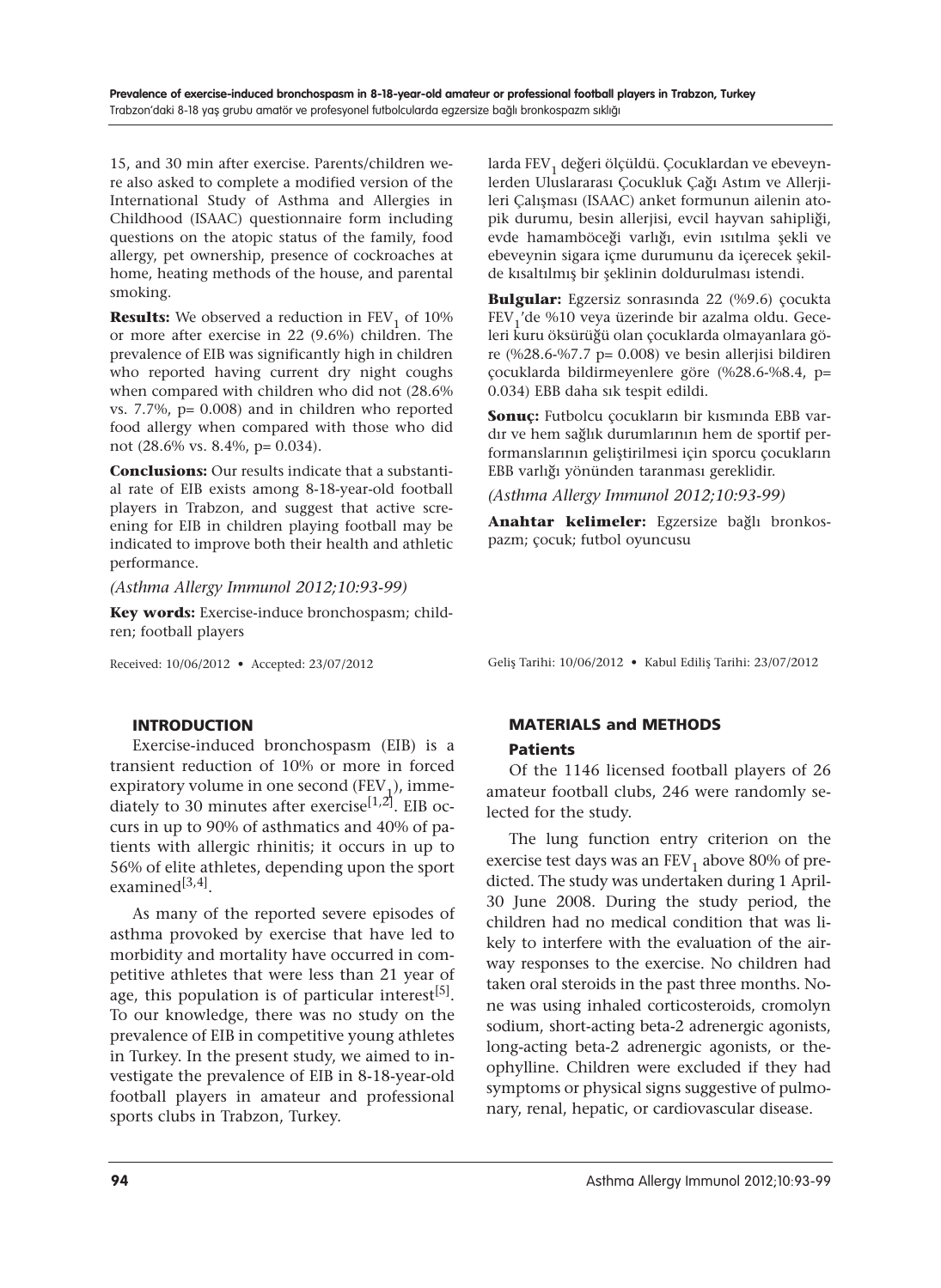15, and 30 min after exercise. Parents/children were also asked to complete a modified version of the International Study of Asthma and Allergies in Childhood (ISAAC) questionnaire form including questions on the atopic status of the family, food allergy, pet ownership, presence of cockroaches at home, heating methods of the house, and parental smoking.

**Results:** We observed a reduction in $FEV_1$ of 10% or more after exercise in 22 (9.6%) children. The prevalence of EIB was significantly high in children who reported having current dry night coughs when compared with children who did not (28.6% vs. 7.7%, p= 0.008) and in children who reported food allergy when compared with those who did not (28.6% vs. 8.4%, p= 0.034).

**Conclusions:** Our results indicate that a substantial rate of EIB exists among 8-18-year-old football players in Trabzon, and suggest that active screening for EIB in children playing football may be indicated to improve both their health and athletic performance.

*(Asthma Allergy Immunol 2012;10:93-99)*

**Key words:** Exercise-induce bronchospasm; children; football players

Received: 10/06/2012 • Accepted: 23/07/2012

larda $FEV_1$ değeri ölçüldü. Çocuklardan ve ebeveynlerden Uluslararası Çocukluk Çağı Astım ve Allerjileri Çalışması (ISAAC) anket formunun ailenin atopik durumu, besin allerjisi, evcil hayvan sahipliği, evde hamamböceği varlığı, evin ısıtılma şekli ve ebeveynin sigara içme durumunu da içerecek şekilde kısaltılmış bir şeklinin doldurulması istendi.

**Bulgular:** Egzersiz sonrasında 22 (%9.6) çocukta $FEV_1$'de %10 veya üzerinde bir azalma oldu. Geceleri kuru öksürüğü olan çocuklarda olmayanlara göre (%28.6-%7.7 p= 0.008) ve besin allerjisi bildiren çocuklarda bildirmeyenlere göre (%28.6-%8.4, p= 0.034) EBB daha sık tespit edildi.

**Sonuç:** Futbolcu çocukların bir kısmında EBB vardır ve hem sağlık durumlarının hem de sportif performanslarının geliştirilmesi için sporcu çocukların EBB varlığı yönünden taranması gereklidir.

*(Asthma Allergy Immunol 2012;10:93-99)*

**Anahtar kelimeler:** Egzersize bağlı bronkospazm; çocuk; futbol oyuncusu

Geliş Tarihi: 10/06/2012 • Kabul Ediliş Tarihi: 23/07/2012

## INTRODUCTION

Exercise-induced bronchospasm (EIB) is a transient reduction of 10% or more in forced expiratory volume in one second ($FEV_1$), immediately to 30 minutes after exercise[1,2]. EIB occurs in up to 90% of asthmatics and 40% of patients with allergic rhinitis; it occurs in up to 56% of elite athletes, depending upon the sport examined[3,4].

As many of the reported severe episodes of asthma provoked by exercise that have led to morbidity and mortality have occurred in competitive athletes that were less than 21 year of age, this population is of particular interest[5]. To our knowledge, there was no study on the prevalence of EIB in competitive young athletes in Turkey. In the present study, we aimed to investigate the prevalence of EIB in 8-18-year-old football players in amateur and professional sports clubs in Trabzon, Turkey.

## MATERIALS and METHODS

### Patients

Of the 1146 licensed football players of 26 amateur football clubs, 246 were randomly selected for the study.

The lung function entry criterion on the exercise test days was an $FEV_1$ above 80% of predicted. The study was undertaken during 1 April-30 June 2008. During the study period, the children had no medical condition that was likely to interfere with the evaluation of the airway responses to the exercise. No children had taken oral steroids in the past three months. None was using inhaled corticosteroids, cromolyn sodium, short-acting beta-2 adrenergic agonists, long-acting beta-2 adrenergic agonists, or theophylline. Children were excluded if they had symptoms or physical signs suggestive of pulmonary, renal, hepatic, or cardiovascular disease.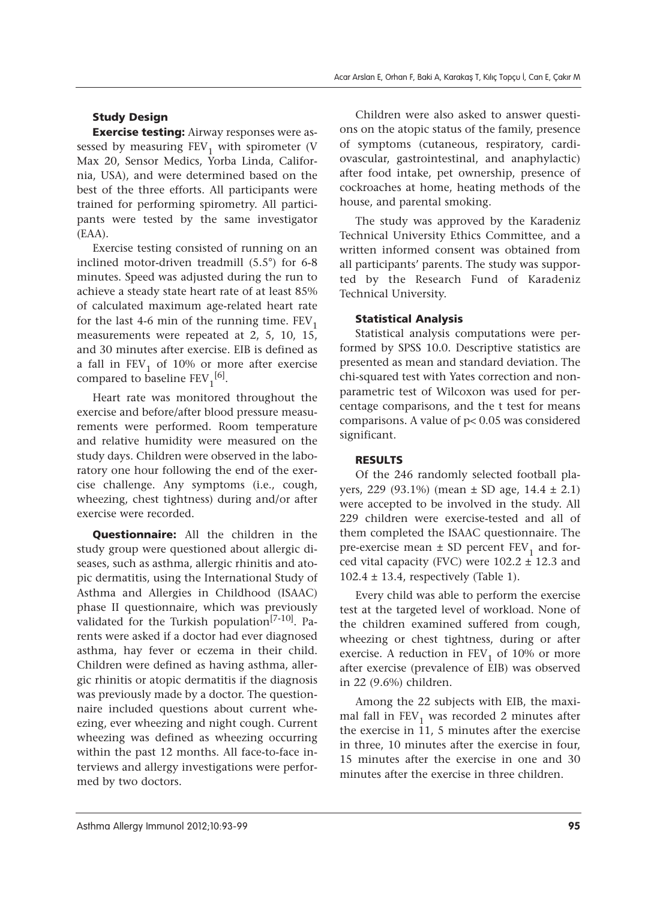### Study Design

**Exercise testing:** Airway responses were assessed by measuring $FEV_1$ with spirometer (V Max 20, Sensor Medics, Yorba Linda, California, USA), and were determined based on the best of the three efforts. All participants were trained for performing spirometry. All participants were tested by the same investigator (EAA).

Exercise testing consisted of running on an inclined motor-driven treadmill (5.5°) for 6-8 minutes. Speed was adjusted during the run to achieve a steady state heart rate of at least 85% of calculated maximum age-related heart rate for the last 4-6 min of the running time. $FEV_1$ measurements were repeated at 2, 5, 10, 15, and 30 minutes after exercise. EIB is defined as a fall in $FEV_1$ of 10% or more after exercise compared to baseline $FEV_1$[6].

Heart rate was monitored throughout the exercise and before/after blood pressure measurements were performed. Room temperature and relative humidity were measured on the study days. Children were observed in the laboratory one hour following the end of the exercise challenge. Any symptoms (i.e., cough, wheezing, chest tightness) during and/or after exercise were recorded.

**Questionnaire:** All the children in the study group were questioned about allergic diseases, such as asthma, allergic rhinitis and atopic dermatitis, using the International Study of Asthma and Allergies in Childhood (ISAAC) phase II questionnaire, which was previously validated for the Turkish population[7-10]. Parents were asked if a doctor had ever diagnosed asthma, hay fever or eczema in their child. Children were defined as having asthma, allergic rhinitis or atopic dermatitis if the diagnosis was previously made by a doctor. The questionnaire included questions about current wheezing, ever wheezing and night cough. Current wheezing was defined as wheezing occurring within the past 12 months. All face-to-face interviews and allergy investigations were performed by two doctors.

Children were also asked to answer questions on the atopic status of the family, presence of symptoms (cutaneous, respiratory, cardiovascular, gastrointestinal, and anaphylactic) after food intake, pet ownership, presence of cockroaches at home, heating methods of the house, and parental smoking.

The study was approved by the Karadeniz Technical University Ethics Committee, and a written informed consent was obtained from all participants' parents. The study was supported by the Research Fund of Karadeniz Technical University.

### Statistical Analysis

Statistical analysis computations were performed by SPSS 10.0. Descriptive statistics are presented as mean and standard deviation. The chi-squared test with Yates correction and nonparametric test of Wilcoxon was used for percentage comparisons, and the t test for means comparisons. A value of $p < 0.05$ was considered significant.

## RESULTS

Of the 246 randomly selected football players, 229 (93.1%) (mean ± SD age, 14.4 ± 2.1) were accepted to be involved in the study. All 229 children were exercise-tested and all of them completed the ISAAC questionnaire. The pre-exercise mean ± SD percent $FEV_1$ and forced vital capacity (FVC) were 102.2 ± 12.3 and 102.4 ± 13.4, respectively (Table 1).

Every child was able to perform the exercise test at the targeted level of workload. None of the children examined suffered from cough, wheezing or chest tightness, during or after exercise. A reduction in $FEV_1$ of 10% or more after exercise (prevalence of EIB) was observed in 22 (9.6%) children.

Among the 22 subjects with EIB, the maximal fall in $FEV_1$ was recorded 2 minutes after the exercise in 11, 5 minutes after the exercise in three, 10 minutes after the exercise in four, 15 minutes after the exercise in one and 30 minutes after the exercise in three children.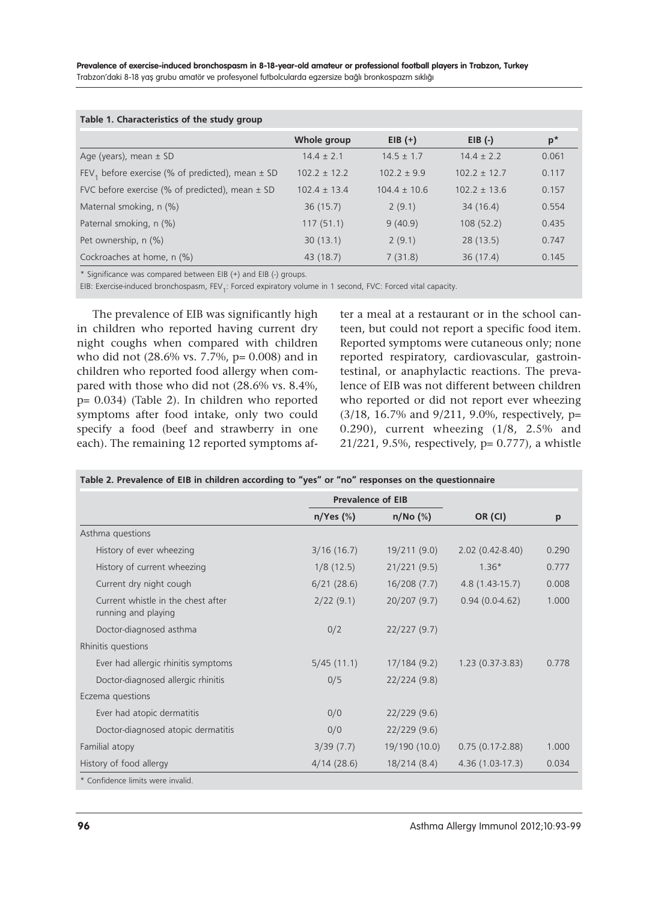**Table 1. Characteristics of the study group**

| | Whole group | EIB (+) | EIB (-) | p* |
|---|---|---|---|---|
| Age (years), mean ± SD | 14.4 ± 2.1 | 14.5 ± 1.7 | 14.4 ± 2.2 | 0.061 |
| $FEV_1$ before exercise (% of predicted), mean ± SD | 102.2 ± 12.2 | 102.2 ± 9.9 | 102.2 ± 12.7 | 0.117 |
| FVC before exercise (% of predicted), mean ± SD | 102.4 ± 13.4 | 104.4 ± 10.6 | 102.2 ± 13.6 | 0.157 |
| Maternal smoking, n (%) | 36 (15.7) | 2 (9.1) | 34 (16.4) | 0.554 |
| Paternal smoking, n (%) | 117 (51.1) | 9 (40.9) | 108 (52.2) | 0.435 |
| Pet ownership, n (%) | 30 (13.1) | 2 (9.1) | 28 (13.5) | 0.747 |
| Cockroaches at home, n (%) | 43 (18.7) | 7 (31.8) | 36 (17.4) | 0.145 |

* Significance was compared between EIB (+) and EIB (-) groups.

EIB: Exercise-induced bronchospasm, $FEV_1$: Forced expiratory volume in 1 second, FVC: Forced vital capacity.

The prevalence of EIB was significantly high in children who reported having current dry night coughs when compared with children who did not (28.6% vs. 7.7%, p= 0.008) and in children who reported food allergy when compared with those who did not (28.6% vs. 8.4%, p= 0.034) (Table 2). In children who reported symptoms after food intake, only two could specify a food (beef and strawberry in one each). The remaining 12 reported symptoms after a meal at a restaurant or in the school canteen, but could not report a specific food item. Reported symptoms were cutaneous only; none reported respiratory, cardiovascular, gastrointestinal, or anaphylactic reactions. The prevalence of EIB was not different between children who reported or did not report ever wheezing (3/18, 16.7% and 9/211, 9.0%, respectively, p= 0.290), current wheezing (1/8, 2.5% and 21/221, 9.5%, respectively, p= 0.777), a whistle

**Table 2. Prevalence of EIB in children according to "yes" or "no" responses on the questionnaire**

| | Prevalence of EIB | | | |
|---|---|---|---|---|
| | n/Yes (%) | n/No (%) | OR (CI) | p |
| Asthma questions | | | | |
| History of ever wheezing | 3/16 (16.7) | 19/211 (9.0) | 2.02 (0.42-8.40) | 0.290 |
| History of current wheezing | 1/8 (12.5) | 21/221 (9.5) | 1.36* | 0.777 |
| Current dry night cough | 6/21 (28.6) | 16/208 (7.7) | 4.8 (1.43-15.7) | 0.008 |
| Current whistle in the chest after running and playing | 2/22 (9.1) | 20/207 (9.7) | 0.94 (0.0-4.62) | 1.000 |
| Doctor-diagnosed asthma | 0/2 | 22/227 (9.7) | | |
| Rhinitis questions | | | | |
| Ever had allergic rhinitis symptoms | 5/45 (11.1) | 17/184 (9.2) | 1.23 (0.37-3.83) | 0.778 |
| Doctor-diagnosed allergic rhinitis | 0/5 | 22/224 (9.8) | | |
| Eczema questions | | | | |
| Ever had atopic dermatitis | 0/0 | 22/229 (9.6) | | |
| Doctor-diagnosed atopic dermatitis | 0/0 | 22/229 (9.6) | | |
| Familial atopy | 3/39 (7.7) | 19/190 (10.0) | 0.75 (0.17-2.88) | 1.000 |
| History of food allergy | 4/14 (28.6) | 18/214 (8.4) | 4.36 (1.03-17.3) | 0.034 |

* Confidence limits were invalid.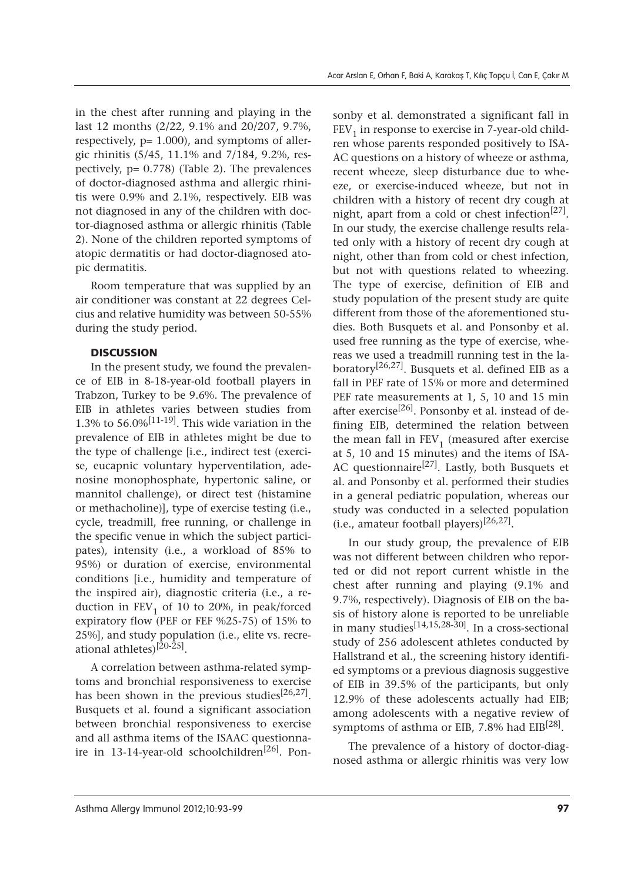in the chest after running and playing in the last 12 months (2/22, 9.1% and 20/207, 9.7%, respectively, $p= 1.000$), and symptoms of allergic rhinitis (5/45, 11.1% and 7/184, 9.2%, respectively, $p= 0.778$) (Table 2). The prevalences of doctor-diagnosed asthma and allergic rhinitis were 0.9% and 2.1%, respectively. EIB was not diagnosed in any of the children with doctor-diagnosed asthma or allergic rhinitis (Table 2). None of the children reported symptoms of atopic dermatitis or had doctor-diagnosed atopic dermatitis.

Room temperature that was supplied by an air conditioner was constant at 22 degrees Celcius and relative humidity was between 50-55% during the study period.

## DISCUSSION

In the present study, we found the prevalence of EIB in 8-18-year-old football players in Trabzon, Turkey to be 9.6%. The prevalence of EIB in athletes varies between studies from 1.3% to 56.0%[11-19]. This wide variation in the prevalence of EIB in athletes might be due to the type of challenge [i.e., indirect test (exercise, eucapnic voluntary hyperventilation, adenosine monophosphate, hypertonic saline, or mannitol challenge), or direct test (histamine or methacholine)], type of exercise testing (i.e., cycle, treadmill, free running, or challenge in the specific venue in which the subject participates), intensity (i.e., a workload of 85% to 95%) or duration of exercise, environmental conditions [i.e., humidity and temperature of the inspired air), diagnostic criteria (i.e., a reduction in $FEV_1$ of 10 to 20%, in peak/forced expiratory flow (PEF or FEF %25-75) of 15% to 25%], and study population (i.e., elite vs. recreational athletes)[20-25].

A correlation between asthma-related symptoms and bronchial responsiveness to exercise has been shown in the previous studies[26,27]. Busquets et al. found a significant association between bronchial responsiveness to exercise and all asthma items of the ISAAC questionnaire in 13-14-year-old schoolchildren[26]. Ponsonby et al. demonstrated a significant fall in $FEV_1$ in response to exercise in 7-year-old children whose parents responded positively to ISAAC questions on a history of wheeze or asthma, recent wheeze, sleep disturbance due to wheeze, or exercise-induced wheeze, but not in children with a history of recent dry cough at night, apart from a cold or chest infection[27]. In our study, the exercise challenge results related only with a history of recent dry cough at night, other than from cold or chest infection, but not with questions related to wheezing. The type of exercise, definition of EIB and study population of the present study are quite different from those of the aforementioned studies. Both Busquets et al. and Ponsonby et al. used free running as the type of exercise, whereas we used a treadmill running test in the laboratory[26,27]. Busquets et al. defined EIB as a fall in PEF rate of 15% or more and determined PEF rate measurements at 1, 5, 10 and 15 min after exercise[26]. Ponsonby et al. instead of defining EIB, determined the relation between the mean fall in $FEV_1$ (measured after exercise at 5, 10 and 15 minutes) and the items of ISAAC questionnaire[27]. Lastly, both Busquets et al. and Ponsonby et al. performed their studies in a general pediatric population, whereas our study was conducted in a selected population (i.e., amateur football players)[26,27].

In our study group, the prevalence of EIB was not different between children who reported or did not report current whistle in the chest after running and playing (9.1% and 9.7%, respectively). Diagnosis of EIB on the basis of history alone is reported to be unreliable in many studies[14,15,28-30]. In a cross-sectional study of 256 adolescent athletes conducted by Hallstrand et al., the screening history identified symptoms or a previous diagnosis suggestive of EIB in 39.5% of the participants, but only 12.9% of these adolescents actually had EIB; among adolescents with a negative review of symptoms of asthma or EIB, 7.8% had EIB[28].

The prevalence of a history of doctor-diagnosed asthma or allergic rhinitis was very low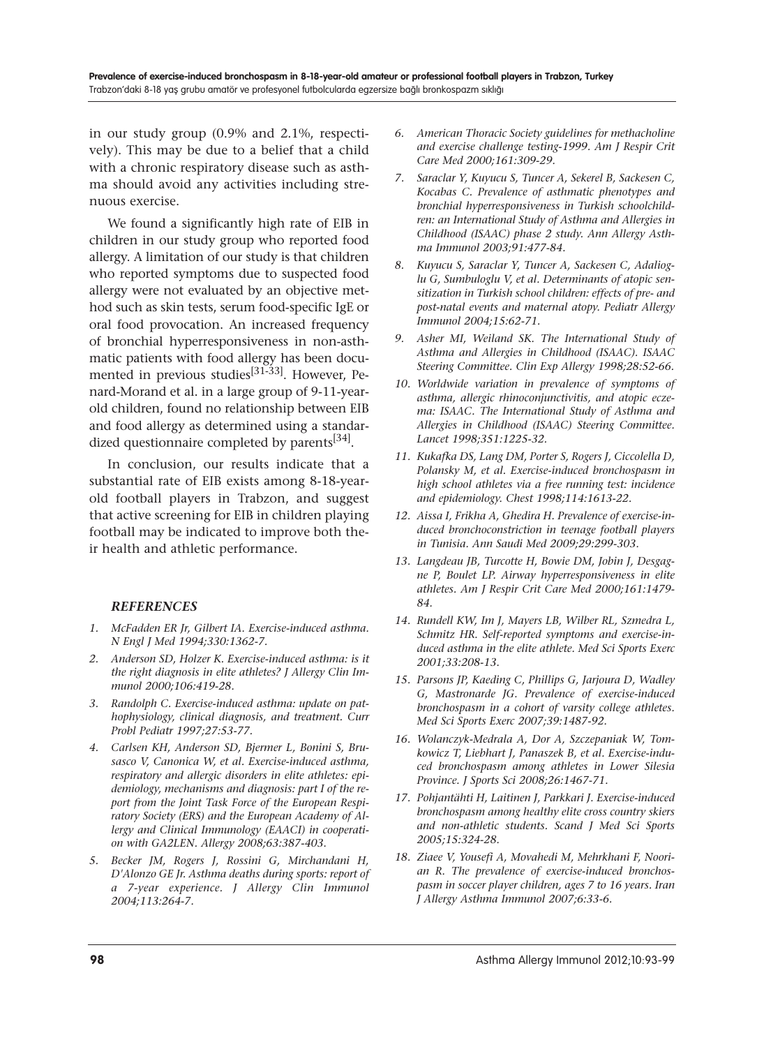in our study group (0.9% and 2.1%, respectively). This may be due to a belief that a child with a chronic respiratory disease such as asthma should avoid any activities including strenuous exercise.

We found a significantly high rate of EIB in children in our study group who reported food allergy. A limitation of our study is that children who reported symptoms due to suspected food allergy were not evaluated by an objective method such as skin tests, serum food-specific IgE or oral food provocation. An increased frequency of bronchial hyperresponsiveness in non-asthmatic patients with food allergy has been documented in previous studies[31-33]. However, Penard-Morand et al. in a large group of 9-11-year-old children, found no relationship between EIB and food allergy as determined using a standardized questionnaire completed by parents[34].

In conclusion, our results indicate that a substantial rate of EIB exists among 8-18-year-old football players in Trabzon, and suggest that active screening for EIB in children playing football may be indicated to improve both their health and athletic performance.

### *REFERENCES*

1. *McFadden ER Jr, Gilbert IA. Exercise-induced asthma. N Engl J Med 1994;330:1362-7.*
2. *Anderson SD, Holzer K. Exercise-induced asthma: is it the right diagnosis in elite athletes? J Allergy Clin Immunol 2000;106:419-28.*
3. *Randolph C. Exercise-induced asthma: update on pathophysiology, clinical diagnosis, and treatment. Curr Probl Pediatr 1997;27:53-77.*
4. *Carlsen KH, Anderson SD, Bjermer L, Bonini S, Brusasco V, Canonica W, et al. Exercise-induced asthma, respiratory and allergic disorders in elite athletes: epidemiology, mechanisms and diagnosis: part I of the report from the Joint Task Force of the European Respiratory Society (ERS) and the European Academy of Allergy and Clinical Immunology (EAACI) in cooperation with GA2LEN. Allergy 2008;63:387-403.*
5. *Becker JM, Rogers J, Rossini G, Mirchandani H, D'Alonzo GE Jr. Asthma deaths during sports: report of a 7-year experience. J Allergy Clin Immunol 2004;113:264-7.*
6. *American Thoracic Society guidelines for methacholine and exercise challenge testing-1999. Am J Respir Crit Care Med 2000;161:309-29.*
7. *Saraclar Y, Kuyucu S, Tuncer A, Sekerel B, Sackesen C, Kocabas C. Prevalence of asthmatic phenotypes and bronchial hyperresponsiveness in Turkish schoolchildren: an International Study of Asthma and Allergies in Childhood (ISAAC) phase 2 study. Ann Allergy Asthma Immunol 2003;91:477-84.*
8. *Kuyucu S, Saraclar Y, Tuncer A, Sackesen C, Adalioglu G, Sumbuloglu V, et al. Determinants of atopic sensitization in Turkish school children: effects of pre- and post-natal events and maternal atopy. Pediatr Allergy Immunol 2004;15:62-71.*
9. *Asher MI, Weiland SK. The International Study of Asthma and Allergies in Childhood (ISAAC). ISAAC Steering Committee. Clin Exp Allergy 1998;28:52-66.*
10. *Worldwide variation in prevalence of symptoms of asthma, allergic rhinoconjunctivitis, and atopic eczema: ISAAC. The International Study of Asthma and Allergies in Childhood (ISAAC) Steering Committee. Lancet 1998;351:1225-32.*
11. *Kukafka DS, Lang DM, Porter S, Rogers J, Ciccolella D, Polansky M, et al. Exercise-induced bronchospasm in high school athletes via a free running test: incidence and epidemiology. Chest 1998;114:1613-22.*
12. *Aissa I, Frikha A, Ghedira H. Prevalence of exercise-induced bronchoconstriction in teenage football players in Tunisia. Ann Saudi Med 2009;29:299-303.*
13. *Langdeau JB, Turcotte H, Bowie DM, Jobin J, Desgagne P, Boulet LP. Airway hyperresponsiveness in elite athletes. Am J Respir Crit Care Med 2000;161:1479-84.*
14. *Rundell KW, Im J, Mayers LB, Wilber RL, Szmedra L, Schmitz HR. Self-reported symptoms and exercise-induced asthma in the elite athlete. Med Sci Sports Exerc 2001;33:208-13.*
15. *Parsons JP, Kaeding C, Phillips G, Jarjoura D, Wadley G, Mastronarde JG. Prevalence of exercise-induced bronchospasm in a cohort of varsity college athletes. Med Sci Sports Exerc 2007;39:1487-92.*
16. *Wolanczyk-Medrala A, Dor A, Szczepaniak W, Tomkowicz T, Liebhart J, Panaszek B, et al. Exercise-induced bronchospasm among athletes in Lower Silesia Province. J Sports Sci 2008;26:1467-71.*
17. *Pohjantähti H, Laitinen J, Parkkari J. Exercise-induced bronchospasm among healthy elite cross country skiers and non-athletic students. Scand J Med Sci Sports 2005;15:324-28.*
18. *Ziaee V, Yousefi A, Movahedi M, Mehrkhani F, Noorian R. The prevalence of exercise-induced bronchospasm in soccer player children, ages 7 to 16 years. Iran J Allergy Asthma Immunol 2007;6:33-6.*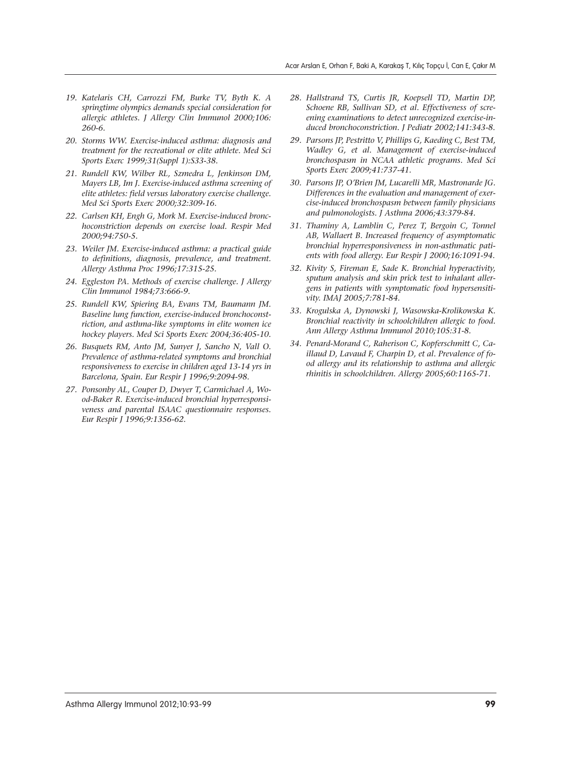19. *Katelaris CH, Carrozzi FM, Burke TV, Byth K. A springtime olympics demands special consideration for allergic athletes. J Allergy Clin Immunol 2000;106: 260-6.*
20. *Storms WW. Exercise-induced asthma: diagnosis and treatment for the recreational or elite athlete. Med Sci Sports Exerc 1999;31(Suppl 1):S33-38.*
21. *Rundell KW, Wilber RL, Szmedra L, Jenkinson DM, Mayers LB, Im J. Exercise-induced asthma screening of elite athletes: field versus laboratory exercise challenge. Med Sci Sports Exerc 2000;32:309-16.*
22. *Carlsen KH, Engh G, Mork M. Exercise-induced bronchoconstriction depends on exercise load. Respir Med 2000;94:750-5.*
23. *Weiler JM. Exercise-induced asthma: a practical guide to definitions, diagnosis, prevalence, and treatment. Allergy Asthma Proc 1996;17:315-25.*
24. *Eggleston PA. Methods of exercise challenge. J Allergy Clin Immunol 1984;73:666-9.*
25. *Rundell KW, Spiering BA, Evans TM, Baumann JM. Baseline lung function, exercise-induced bronchoconstriction, and asthma-like symptoms in elite women ice hockey players. Med Sci Sports Exerc 2004;36:405-10.*
26. *Busquets RM, Anto JM, Sunyer J, Sancho N, Vall O. Prevalence of asthma-related symptoms and bronchial responsiveness to exercise in children aged 13-14 yrs in Barcelona, Spain. Eur Respir J 1996;9:2094-98.*
27. *Ponsonby AL, Couper D, Dwyer T, Carmichael A, Wood-Baker R. Exercise-induced bronchial hyperresponsiveness and parental ISAAC questionnaire responses. Eur Respir J 1996;9:1356-62.*
28. *Hallstrand TS, Curtis JR, Koepsell TD, Martin DP, Schoene RB, Sullivan SD, et al. Effectiveness of screening examinations to detect unrecognized exercise-induced bronchoconstriction. J Pediatr 2002;141:343-8.*
29. *Parsons JP, Pestritto V, Phillips G, Kaeding C, Best TM, Wadley G, et al. Management of exercise-induced bronchospasm in NCAA athletic programs. Med Sci Sports Exerc 2009;41:737-41.*
30. *Parsons JP, O'Brien JM, Lucarelli MR, Mastronarde JG. Differences in the evaluation and management of exercise-induced bronchospasm between family physicians and pulmonologists. J Asthma 2006;43:379-84.*
31. *Thaminy A, Lamblin C, Perez T, Bergoin C, Tonnel AB, Wallaert B. Increased frequency of asymptomatic bronchial hyperresponsiveness in non-asthmatic patients with food allergy. Eur Respir J 2000;16:1091-94.*
32. *Kivity S, Fireman E, Sade K. Bronchial hyperactivity, sputum analysis and skin prick test to inhalant allergens in patients with symptomatic food hypersensitivity. IMAJ 2005;7:781-84.*
33. *Krogulska A, Dynowski J, Wasowska-Krolikowska K. Bronchial reactivity in schoolchildren allergic to food. Ann Allergy Asthma Immunol 2010;105:31-8.*
34. *Penard-Morand C, Raherison C, Kopferschmitt C, Caillaud D, Lavaud F, Charpin D, et al. Prevalence of food allergy and its relationship to asthma and allergic rhinitis in schoolchildren. Allergy 2005;60:1165-71.*